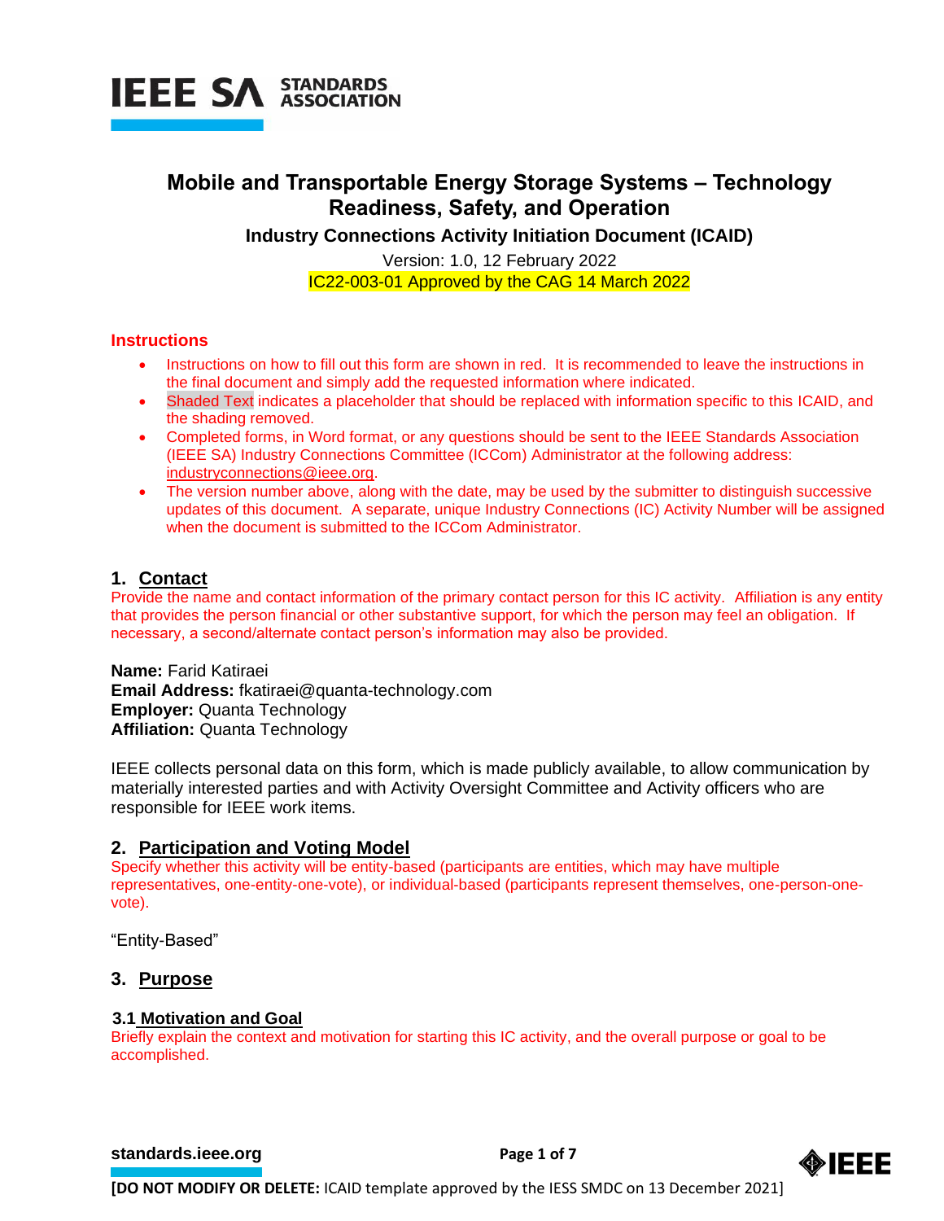# Mobile and Transportable Energy Storage Systems – Technology Readiness, Safety, and Operation

**Industry Connections Activity Initiation Document (ICAID)**

Version: 1.0, 12 February 2022

IC22-003-01 Approved by the CAG 14 March 2022

## Instructions

- Instructions on how to fill out this form are shown in red. It is recommended to leave the instructions in the final document and simply add the requested information where indicated.
- Shaded Text indicates a placeholder that should be replaced with information specific to this ICAID, and the shading removed.
- Completed forms, in Word format, or any questions should be sent to the IEEE Standards Association (IEEE SA) Industry Connections Committee (ICCom) Administrator at the following address: industryconnections@ieee.org.
- The version number above, along with the date, may be used by the submitter to distinguish successive updates of this document. A separate, unique Industry Connections (IC) Activity Number will be assigned when the document is submitted to the ICCom Administrator.

## 1. Contact

Provide the name and contact information of the primary contact person for this IC activity. Affiliation is any entity that provides the person financial or other substantive support, for which the person may feel an obligation. If necessary, a second/alternate contact person's information may also be provided.

**Name:** Farid Katiraei
**Email Address:** fkatiraei@quanta-technology.com
**Employer:** Quanta Technology
**Affiliation:** Quanta Technology

IEEE collects personal data on this form, which is made publicly available, to allow communication by materially interested parties and with Activity Oversight Committee and Activity officers who are responsible for IEEE work items.

## 2. Participation and Voting Model

Specify whether this activity will be entity-based (participants are entities, which may have multiple representatives, one-entity-one-vote), or individual-based (participants represent themselves, one-person-one-vote).

"Entity-Based"

## 3. Purpose

### 3.1 Motivation and Goal

Briefly explain the context and motivation for starting this IC activity, and the overall purpose or goal to be accomplished.

[DO NOT MODIFY OR DELETE: ICAID template approved by the IESS SMDC on 13 December 2021]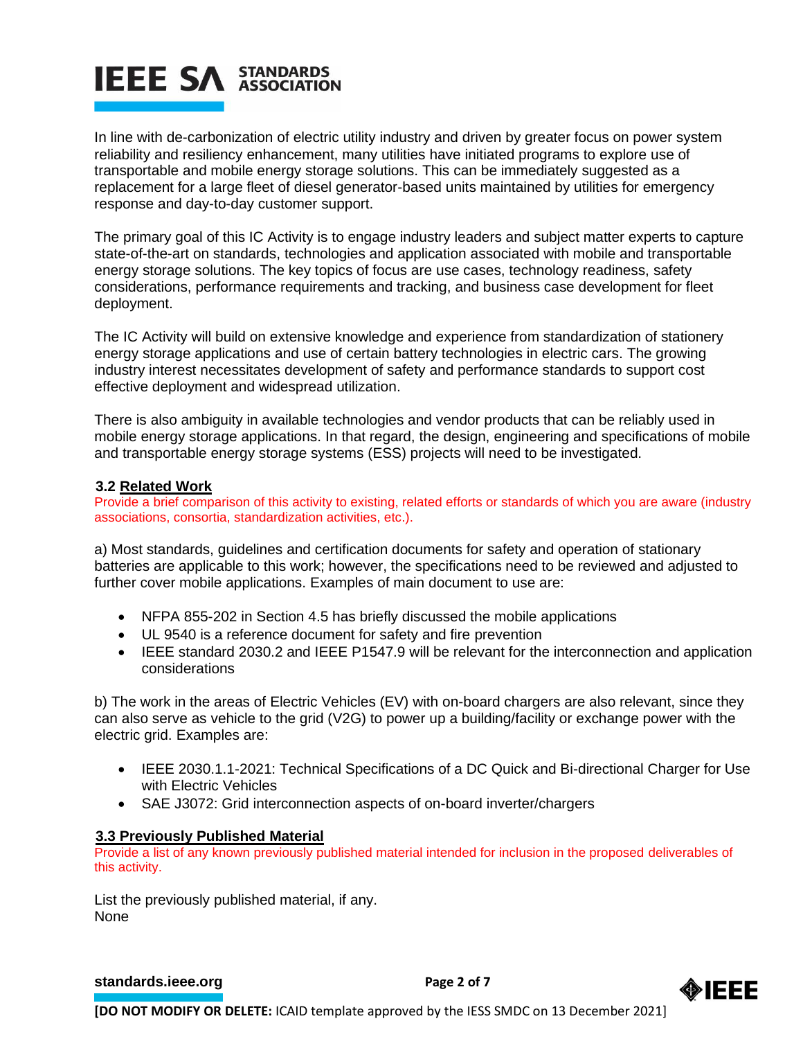In line with de-carbonization of electric utility industry and driven by greater focus on power system reliability and resiliency enhancement, many utilities have initiated programs to explore use of transportable and mobile energy storage solutions. This can be immediately suggested as a replacement for a large fleet of diesel generator-based units maintained by utilities for emergency response and day-to-day customer support.

The primary goal of this IC Activity is to engage industry leaders and subject matter experts to capture state-of-the-art on standards, technologies and application associated with mobile and transportable energy storage solutions. The key topics of focus are use cases, technology readiness, safety considerations, performance requirements and tracking, and business case development for fleet deployment.

The IC Activity will build on extensive knowledge and experience from standardization of stationery energy storage applications and use of certain battery technologies in electric cars. The growing industry interest necessitates development of safety and performance standards to support cost effective deployment and widespread utilization.

There is also ambiguity in available technologies and vendor products that can be reliably used in mobile energy storage applications. In that regard, the design, engineering and specifications of mobile and transportable energy storage systems (ESS) projects will need to be investigated.

### 3.2 Related Work

Provide a brief comparison of this activity to existing, related efforts or standards of which you are aware (industry associations, consortia, standardization activities, etc.).

a) Most standards, guidelines and certification documents for safety and operation of stationary batteries are applicable to this work; however, the specifications need to be reviewed and adjusted to further cover mobile applications. Examples of main document to use are:

- NFPA 855-202 in Section 4.5 has briefly discussed the mobile applications
- UL 9540 is a reference document for safety and fire prevention
- IEEE standard 2030.2 and IEEE P1547.9 will be relevant for the interconnection and application considerations

b) The work in the areas of Electric Vehicles (EV) with on-board chargers are also relevant, since they can also serve as vehicle to the grid (V2G) to power up a building/facility or exchange power with the electric grid. Examples are:

- IEEE 2030.1.1-2021: Technical Specifications of a DC Quick and Bi-directional Charger for Use with Electric Vehicles
- SAE J3072: Grid interconnection aspects of on-board inverter/chargers

### 3.3 Previously Published Material

Provide a list of any known previously published material intended for inclusion in the proposed deliverables of this activity.

List the previously published material, if any.
None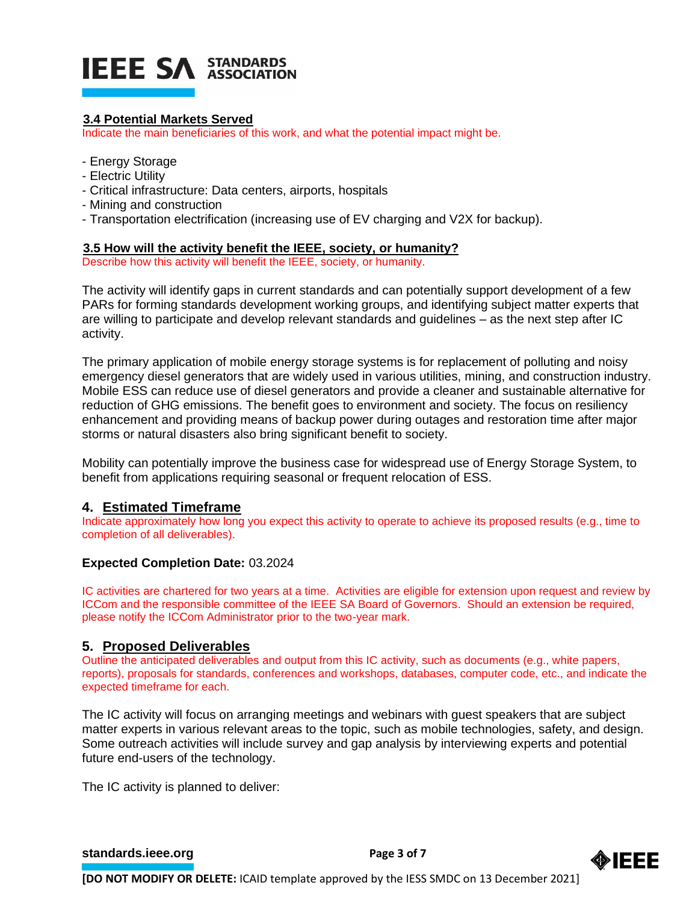### 3.4 Potential Markets Served

Indicate the main beneficiaries of this work, and what the potential impact might be.

- Energy Storage
- Electric Utility
- Critical infrastructure: Data centers, airports, hospitals
- Mining and construction
- Transportation electrification (increasing use of EV charging and V2X for backup).

### 3.5 How will the activity benefit the IEEE, society, or humanity?

Describe how this activity will benefit the IEEE, society, or humanity.

The activity will identify gaps in current standards and can potentially support development of a few PARs for forming standards development working groups, and identifying subject matter experts that are willing to participate and develop relevant standards and guidelines – as the next step after IC activity.

The primary application of mobile energy storage systems is for replacement of polluting and noisy emergency diesel generators that are widely used in various utilities, mining, and construction industry. Mobile ESS can reduce use of diesel generators and provide a cleaner and sustainable alternative for reduction of GHG emissions. The benefit goes to environment and society. The focus on resiliency enhancement and providing means of backup power during outages and restoration time after major storms or natural disasters also bring significant benefit to society.

Mobility can potentially improve the business case for widespread use of Energy Storage System, to benefit from applications requiring seasonal or frequent relocation of ESS.

## 4. Estimated Timeframe

Indicate approximately how long you expect this activity to operate to achieve its proposed results (e.g., time to completion of all deliverables).

**Expected Completion Date:** 03.2024

IC activities are chartered for two years at a time. Activities are eligible for extension upon request and review by ICCom and the responsible committee of the IEEE SA Board of Governors. Should an extension be required, please notify the ICCom Administrator prior to the two-year mark.

## 5. Proposed Deliverables

Outline the anticipated deliverables and output from this IC activity, such as documents (e.g., white papers, reports), proposals for standards, conferences and workshops, databases, computer code, etc., and indicate the expected timeframe for each.

The IC activity will focus on arranging meetings and webinars with guest speakers that are subject matter experts in various relevant areas to the topic, such as mobile technologies, safety, and design. Some outreach activities will include survey and gap analysis by interviewing experts and potential future end-users of the technology.

The IC activity is planned to deliver: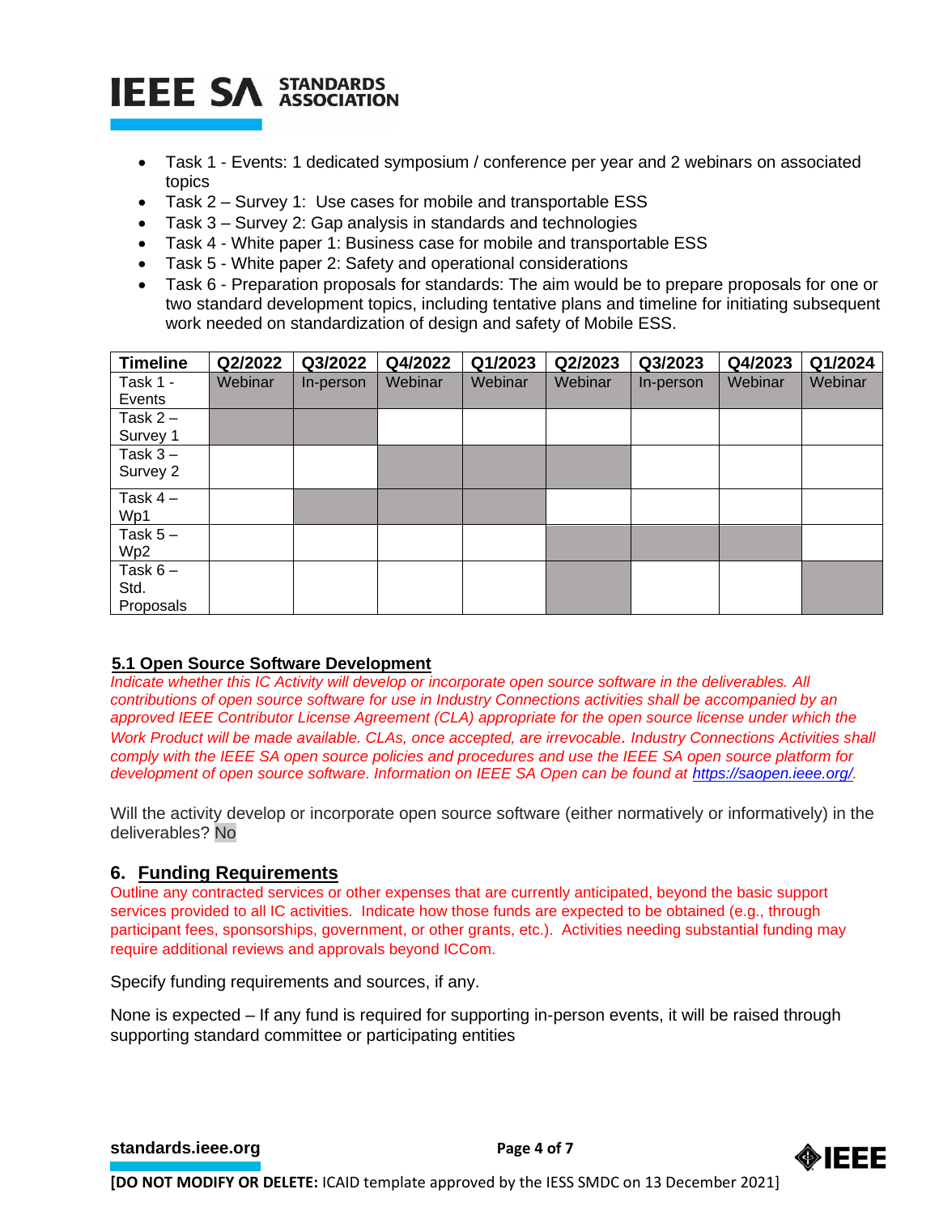- Task 1 - Events: 1 dedicated symposium / conference per year and 2 webinars on associated topics
- Task 2 – Survey 1: Use cases for mobile and transportable ESS
- Task 3 – Survey 2: Gap analysis in standards and technologies
- Task 4 - White paper 1: Business case for mobile and transportable ESS
- Task 5 - White paper 2: Safety and operational considerations
- Task 6 - Preparation proposals for standards: The aim would be to prepare proposals for one or two standard development topics, including tentative plans and timeline for initiating subsequent work needed on standardization of design and safety of Mobile ESS.

| Timeline | Q2/2022 | Q3/2022 | Q4/2022 | Q1/2023 | Q2/2023 | Q3/2023 | Q4/2023 | Q1/2024 |
|---|---|---|---|---|---|---|---|---|
| Task 1 - Events | Webinar | In-person | Webinar | Webinar | Webinar | In-person | Webinar | Webinar |
| Task 2 – Survey 1 | | | | | | | | |
| Task 3 – Survey 2 | | | | | | | | |
| Task 4 – Wp1 | | | | | | | | |
| Task 5 – Wp2 | | | | | | | | |
| Task 6 – Std. Proposals | | | | | | | | |

### 5.1 Open Source Software Development

*Indicate whether this IC Activity will develop or incorporate open source software in the deliverables. All contributions of open source software for use in Industry Connections activities shall be accompanied by an approved IEEE Contributor License Agreement (CLA) appropriate for the open source license under which the Work Product will be made available. CLAs, once accepted, are irrevocable. Industry Connections Activities shall comply with the IEEE SA open source policies and procedures and use the IEEE SA open source platform for development of open source software. Information on IEEE SA Open can be found at https://saopen.ieee.org/.*

Will the activity develop or incorporate open source software (either normatively or informatively) in the deliverables? No

## 6. Funding Requirements

Outline any contracted services or other expenses that are currently anticipated, beyond the basic support services provided to all IC activities. Indicate how those funds are expected to be obtained (e.g., through participant fees, sponsorships, government, or other grants, etc.). Activities needing substantial funding may require additional reviews and approvals beyond ICCom.

Specify funding requirements and sources, if any.

None is expected – If any fund is required for supporting in-person events, it will be raised through supporting standard committee or participating entities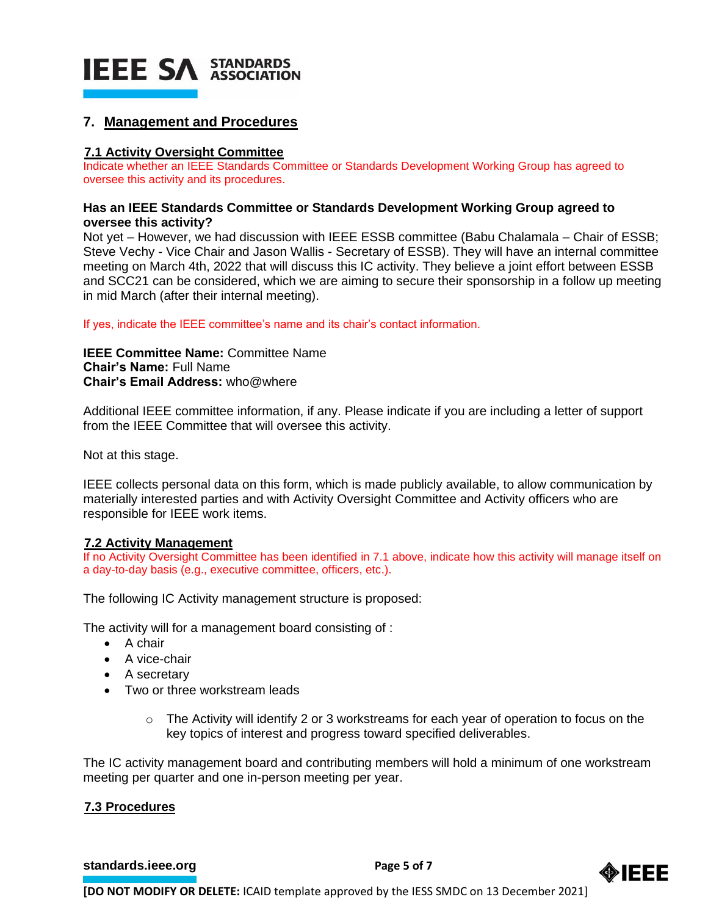## 7. Management and Procedures

### 7.1 Activity Oversight Committee

Indicate whether an IEEE Standards Committee or Standards Development Working Group has agreed to oversee this activity and its procedures.

**Has an IEEE Standards Committee or Standards Development Working Group agreed to oversee this activity?**

Not yet – However, we had discussion with IEEE ESSB committee (Babu Chalamala – Chair of ESSB; Steve Vechy - Vice Chair and Jason Wallis - Secretary of ESSB). They will have an internal committee meeting on March 4th, 2022 that will discuss this IC activity. They believe a joint effort between ESSB and SCC21 can be considered, which we are aiming to secure their sponsorship in a follow up meeting in mid March (after their internal meeting).

If yes, indicate the IEEE committee's name and its chair's contact information.

**IEEE Committee Name:** Committee Name
**Chair's Name:** Full Name
**Chair's Email Address:** who@where

Additional IEEE committee information, if any. Please indicate if you are including a letter of support from the IEEE Committee that will oversee this activity.

Not at this stage.

IEEE collects personal data on this form, which is made publicly available, to allow communication by materially interested parties and with Activity Oversight Committee and Activity officers who are responsible for IEEE work items.

### 7.2 Activity Management

If no Activity Oversight Committee has been identified in 7.1 above, indicate how this activity will manage itself on a day-to-day basis (e.g., executive committee, officers, etc.).

The following IC Activity management structure is proposed:

The activity will for a management board consisting of :

- A chair
- A vice-chair
- A secretary
- Two or three workstream leads
    - The Activity will identify 2 or 3 workstreams for each year of operation to focus on the key topics of interest and progress toward specified deliverables.

The IC activity management board and contributing members will hold a minimum of one workstream meeting per quarter and one in-person meeting per year.

### 7.3 Procedures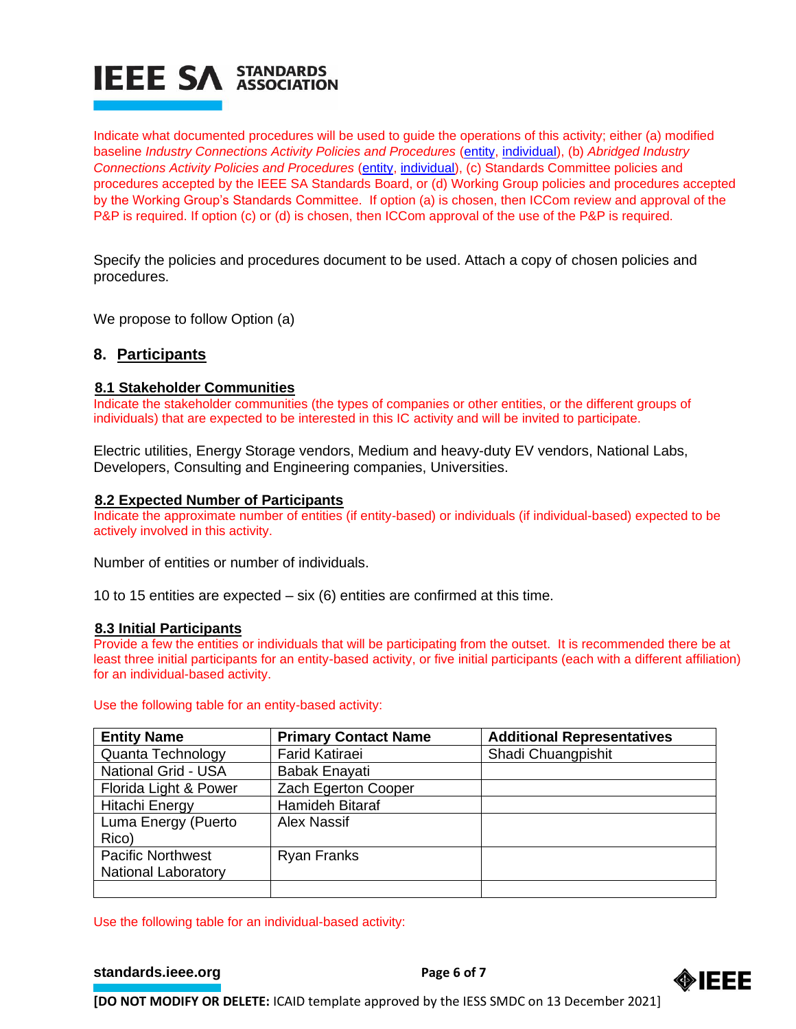Indicate what documented procedures will be used to guide the operations of this activity; either (a) modified baseline *Industry Connections Activity Policies and Procedures* (entity, individual), (b) *Abridged Industry Connections Activity Policies and Procedures* (entity, individual), (c) Standards Committee policies and procedures accepted by the IEEE SA Standards Board, or (d) Working Group policies and procedures accepted by the Working Group's Standards Committee. If option (a) is chosen, then ICCom review and approval of the P&P is required. If option (c) or (d) is chosen, then ICCom approval of the use of the P&P is required.

Specify the policies and procedures document to be used. Attach a copy of chosen policies and procedures.

We propose to follow Option (a)

## 8. Participants

### 8.1 Stakeholder Communities

Indicate the stakeholder communities (the types of companies or other entities, or the different groups of individuals) that are expected to be interested in this IC activity and will be invited to participate.

Electric utilities, Energy Storage vendors, Medium and heavy-duty EV vendors, National Labs, Developers, Consulting and Engineering companies, Universities.

### 8.2 Expected Number of Participants

Indicate the approximate number of entities (if entity-based) or individuals (if individual-based) expected to be actively involved in this activity.

Number of entities or number of individuals.

10 to 15 entities are expected – six (6) entities are confirmed at this time.

### 8.3 Initial Participants

Provide a few the entities or individuals that will be participating from the outset. It is recommended there be at least three initial participants for an entity-based activity, or five initial participants (each with a different affiliation) for an individual-based activity.

Use the following table for an entity-based activity:

| Entity Name | Primary Contact Name | Additional Representatives |
|---|---|---|
| Quanta Technology | Farid Katiraei | Shadi Chuangpishit |
| National Grid - USA | Babak Enayati | |
| Florida Light & Power | Zach Egerton Cooper | |
| Hitachi Energy | Hamideh Bitaraf | |
| Luma Energy (Puerto Rico) | Alex Nassif | |
| Pacific Northwest National Laboratory | Ryan Franks | |
| | | |

Use the following table for an individual-based activity:

**[DO NOT MODIFY OR DELETE:** ICAID template approved by the IESS SMDC on 13 December 2021]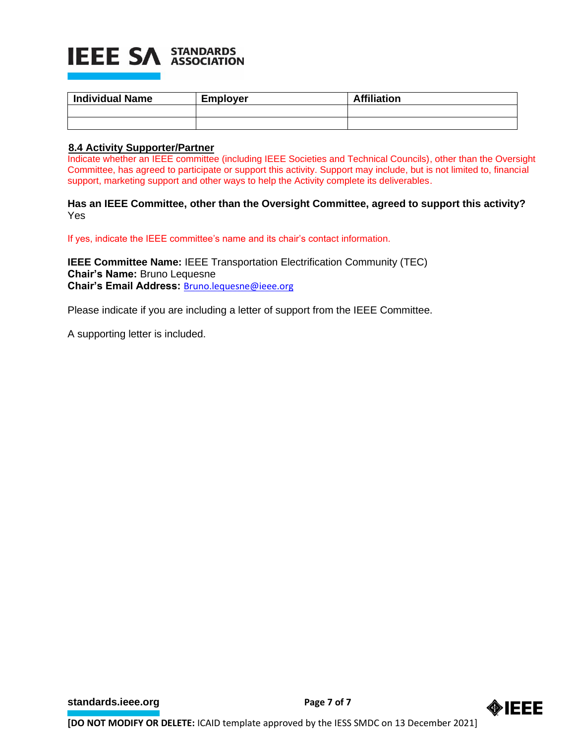| Individual Name | Employer | Affiliation |
|---|---|---|
| | | |
| | | |

## 8.4 Activity Supporter/Partner

Indicate whether an IEEE committee (including IEEE Societies and Technical Councils), other than the Oversight Committee, has agreed to participate or support this activity. Support may include, but is not limited to, financial support, marketing support and other ways to help the Activity complete its deliverables.

**Has an IEEE Committee, other than the Oversight Committee, agreed to support this activity?**
Yes

If yes, indicate the IEEE committee's name and its chair's contact information.

**IEEE Committee Name:** IEEE Transportation Electrification Community (TEC)
**Chair's Name:** Bruno Lequesne
**Chair's Email Address:** Bruno.lequesne@ieee.org

Please indicate if you are including a letter of support from the IEEE Committee.

A supporting letter is included.

**[DO NOT MODIFY OR DELETE:** ICAID template approved by the IESS SMDC on 13 December 2021]